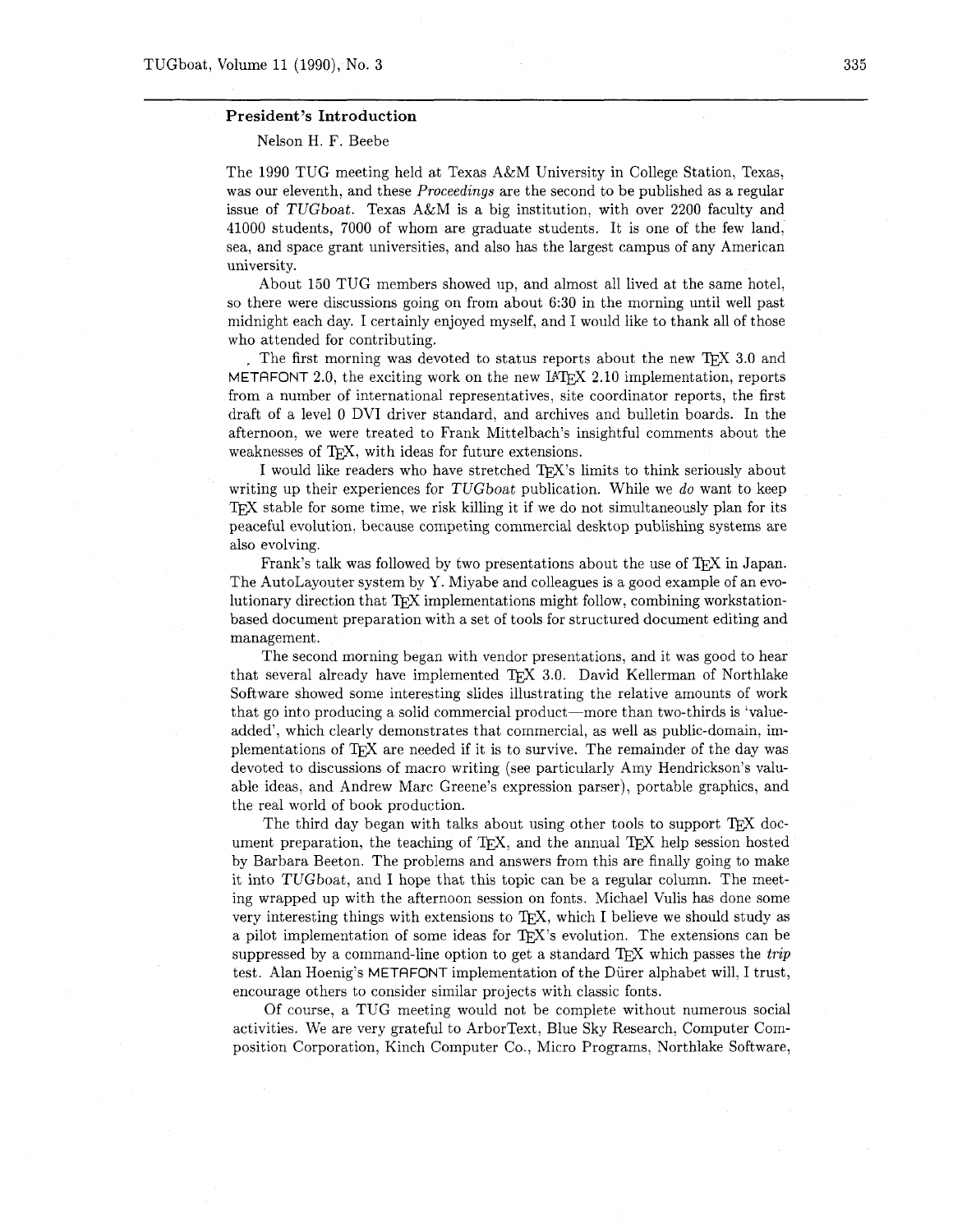## President's Introduction

Nelson H. F. Beebe

The 1990 TUG meeting held at Texas A&M University in College Station, Texas, was our eleventh, and these *Proceedings* are the second to be published as a regular issue of *TUGboat*. Texas A&M is a big institution, with over 2200 faculty and 41000 students, 7000 of whom are graduate students. It is one of the few land, sea, and space grant universities, and also has the largest campus of any American university.

About 150 TUG members showed up, and almost all lived at the same hotel, so there were discussions going on from about 6:30 in the morning until well past midnight each day. I certainly enjoyed myself, and I would like to thank all of those who attended for contributing.

The first morning was devoted to status reports about the new TeX 3.0 and METAFONT 2.0, the exciting work on the new LaTeX 2.10 implementation, reports from a number of international representatives, site coordinator reports, the first draft of a level 0 DVI driver standard, and archives and bulletin boards. In the afternoon, we were treated to Frank Mittelbach's insightful comments about the weaknesses of TeX, with ideas for future extensions.

I would like readers who have stretched TeX's limits to think seriously about writing up their experiences for *TUGboat* publication. While we *do* want to keep TeX stable for some time, we risk killing it if we do not simultaneously plan for its peaceful evolution, because competing commercial desktop publishing systems are also evolving.

Frank's talk was followed by two presentations about the use of TeX in Japan. The AutoLayouter system by Y. Miyabe and colleagues is a good example of an evolutionary direction that TeX implementations might follow, combining workstation-based document preparation with a set of tools for structured document editing and management.

The second morning began with vendor presentations, and it was good to hear that several already have implemented TeX 3.0. David Kellerman of Northlake Software showed some interesting slides illustrating the relative amounts of work that go into producing a solid commercial product—more than two-thirds is 'value-added', which clearly demonstrates that commercial, as well as public-domain, implementations of TeX are needed if it is to survive. The remainder of the day was devoted to discussions of macro writing (see particularly Amy Hendrickson's valuable ideas, and Andrew Marc Greene's expression parser), portable graphics, and the real world of book production.

The third day began with talks about using other tools to support TeX document preparation, the teaching of TeX, and the annual TeX help session hosted by Barbara Beeton. The problems and answers from this are finally going to make it into *TUGboat*, and I hope that this topic can be a regular column. The meeting wrapped up with the afternoon session on fonts. Michael Vulis has done some very interesting things with extensions to TeX, which I believe we should study as a pilot implementation of some ideas for TeX's evolution. The extensions can be suppressed by a command-line option to get a standard TeX which passes the *trip* test. Alan Hoenig's METAFONT implementation of the Dürer alphabet will, I trust, encourage others to consider similar projects with classic fonts.

Of course, a TUG meeting would not be complete without numerous social activities. We are very grateful to ArborText, Blue Sky Research, Computer Composition Corporation, Kinch Computer Co., Micro Programs, Northlake Software,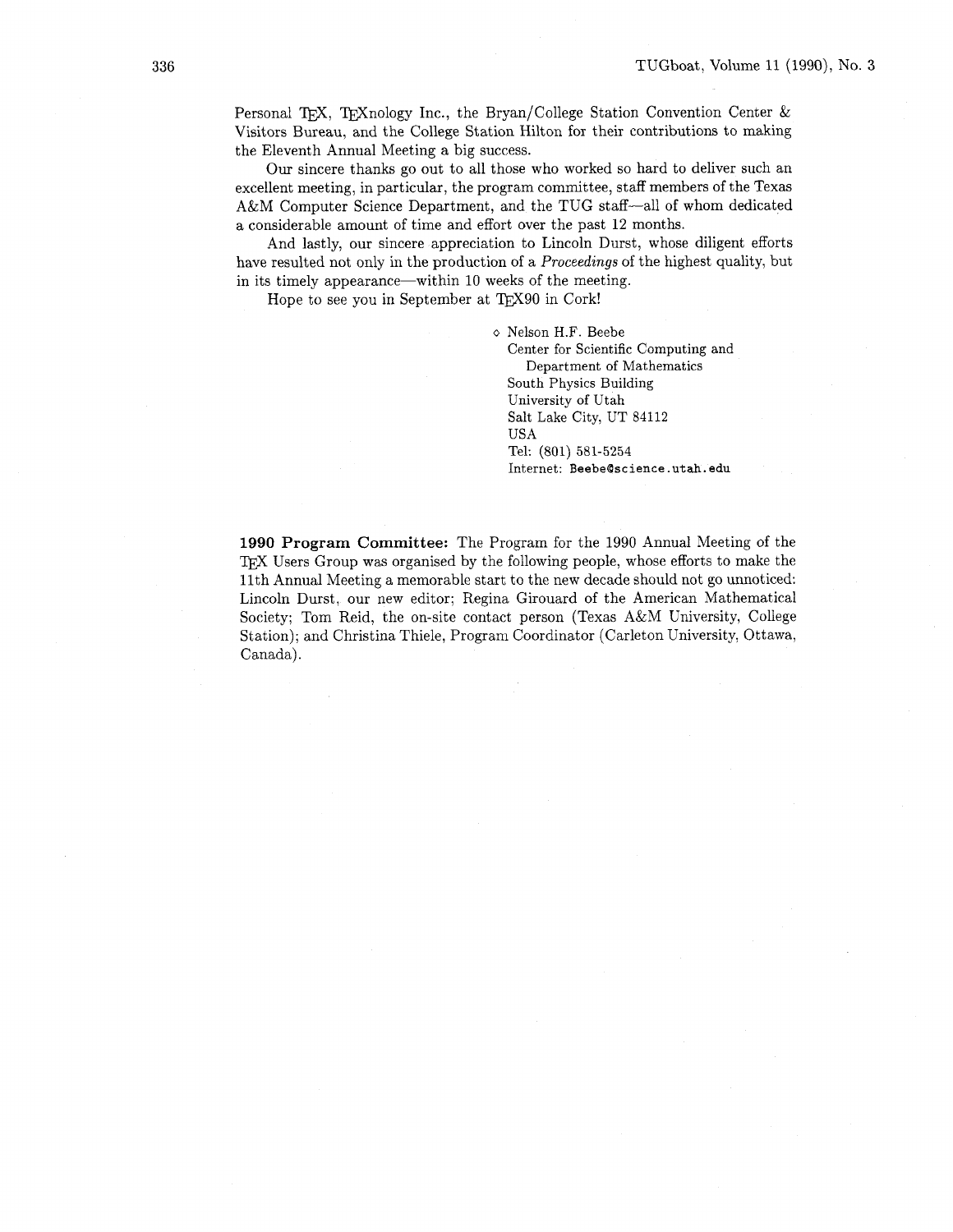Personal TEX, TEXnology Inc., the Bryan/College Station Convention Center & Visitors Bureau, and the College Station Hilton for their contributions to making the Eleventh Annual Meeting a big success.

Our sincere thanks go out to all those who worked so hard to deliver such an excellent meeting, in particular, the program committee, staff members of the Texas A&M Computer Science Department, and the TUG staff—all of whom dedicated a considerable amount of time and effort over the past 12 months.

And lastly, our sincere appreciation to Lincoln Durst, whose diligent efforts have resulted not only in the production of a *Proceedings* of the highest quality, but in its timely appearance—within 10 weeks of the meeting.

Hope to see you in September at TEX90 in Cork!

◇ Nelson H.F. Beebe
Center for Scientific Computing and
Department of Mathematics
South Physics Building
University of Utah
Salt Lake City, UT 84112
USA
Tel: (801) 581-5254
Internet: Beebe@science.utah.edu

**1990 Program Committee:** The Program for the 1990 Annual Meeting of the TEX Users Group was organised by the following people, whose efforts to make the 11th Annual Meeting a memorable start to the new decade should not go unnoticed: Lincoln Durst, our new editor; Regina Girouard of the American Mathematical Society; Tom Reid, the on-site contact person (Texas A&M University, College Station); and Christina Thiele, Program Coordinator (Carleton University, Ottawa, Canada).